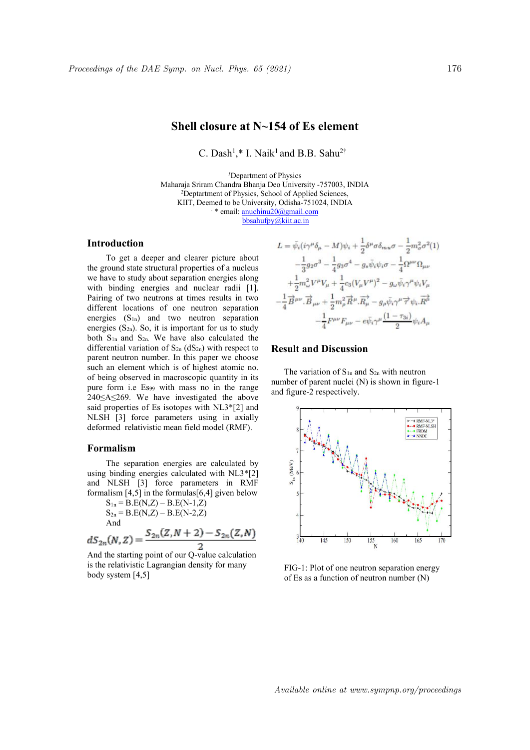# Shell closure at N~154 of Es element

C. Dash[1],* I. Naik[1] and B.B. Sahu[2†]

[1]Department of Physics
Maharaja Sriram Chandra Bhanja Deo University -757003, INDIA
[2]Deptartment of Physics, School of Applied Sciences,
KIIT, Deemed to be University, Odisha-751024, INDIA
* email: anuchinu20@gmail.com
bbsahufpy@kiit.ac.in

## Introduction

To get a deeper and clearer picture about the ground state structural properties of a nucleus we have to study about separation energies along with binding energies and nuclear radii [1]. Pairing of two neutrons at times results in two different locations of one neutron separation energies ($S_{1n}$) and two neutron separation energies ($S_{2n}$). So, it is important for us to study both $S_{1n}$ and $S_{2n}$. We have also calculated the differential variation of $S_{2n}$ ($dS_{2n}$) with respect to parent neutron number. In this paper we choose such an element which is of highest atomic no. of being observed in macroscopic quantity in its pure form i.e $Es_{99}$ with mass no in the range 240≤A≤269. We have investigated the above said properties of Es isotopes with NL3*[2] and NLSH [3] force parameters using in axially deformed relativistic mean field model (RMF).

## Formalism

The separation energies are calculated by using binding energies calculated with NL3*[2] and NLSH [3] force parameters in RMF formalism [4,5] in the formulas[6,4] given below

$S_{1n}$ = B.E(N,Z) – B.E(N-1,Z)

$S_{2n}$ = B.E(N,Z) – B.E(N-2,Z)

And

$$dS_{2n}(N,Z) = \frac{S_{2n}(Z,N+2) - S_{2n}(Z,N)}{2}$$

And the starting point of our Q-value calculation is the relativistic Lagrangian density for many body system [4,5]

$$\begin{aligned}
L = {} & \bar{\psi}_i(i\gamma^\mu\delta_\mu - M)\psi_i + \frac{1}{2}\delta^\mu\sigma\delta_{mu}\sigma - \frac{1}{2}m_\sigma^2\sigma^2 (1) \\
& - \frac{1}{3}g_2\sigma^3 - \frac{1}{4}g_3\sigma^4 - g_s\bar{\psi}_i\psi_i\sigma - \frac{1}{4}\Omega^{\mu\nu}\Omega_{\mu\nu} \\
& + \frac{1}{2}m_\omega^2 V^\mu V_\mu + \frac{1}{4}c_3(V_\mu V^\mu)^2 - g_\omega\bar{\psi}_i\gamma^\mu\psi_i V_\mu \\
& - \frac{1}{4}\vec{B}^{\mu\nu}.\vec{B}_{\mu\nu} + \frac{1}{2}m_\rho^2\vec{R}^\mu.\vec{R}_\mu - g_\rho\bar{\psi}_i\gamma^\mu\vec{\tau}\psi_i.\vec{R}^\mu \\
& - \frac{1}{4}F^{\mu\nu}F_{\mu\nu} - e\bar{\psi}_i\gamma^\mu\frac{(1-\tau_{3i})}{2}\psi_i A_\mu
\end{aligned}$$

## Result and Discussion

The variation of $S_{1n}$ and $S_{2n}$ with neutron number of parent nuclei (N) is shown in figure-1 and figure-2 respectively.

FIG-1: Plot of one neutron separation energy of Es as a function of neutron number (N)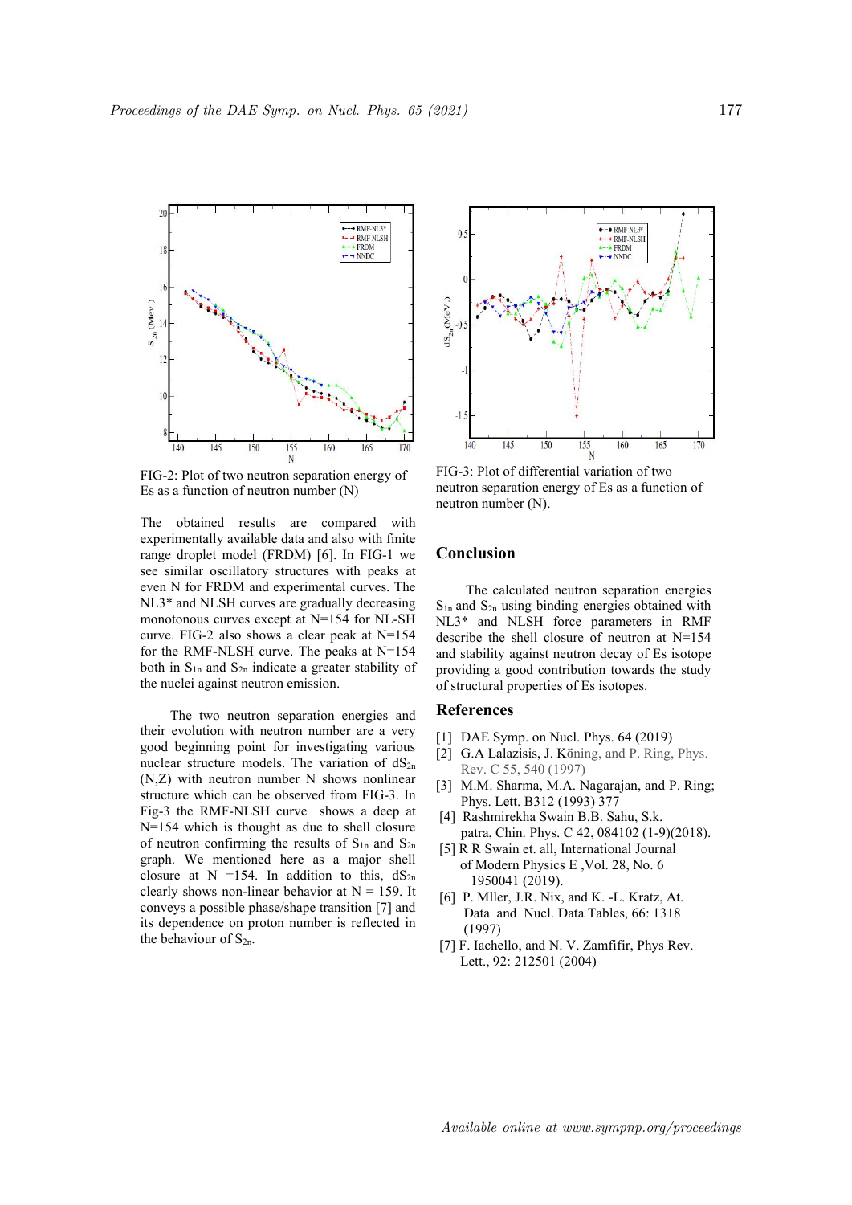S$_{2n}$ (MeV)

20
18
16
14
12
10
8

140 145 150 155 160 165 170

N

RMF-NL3*
RMF-NLSH
FRDM
NNDC

FIG-2: Plot of two neutron separation energy of Es as a function of neutron number (N)

dS$_{2n}$ (MeV)

0.5
0
-0.5
-1
-1.5

140 145 150 155 160 165 170

N

RMF-NL3*
RMF-NLSH
FRDM
NNDC

FIG-3: Plot of differential variation of two neutron separation energy of Es as a function of neutron number (N).

The obtained results are compared with experimentally available data and also with finite range droplet model (FRDM) [6]. In FIG-1 we see similar oscillatory structures with peaks at even N for FRDM and experimental curves. The NL3* and NLSH curves are gradually decreasing monotonous curves except at N=154 for NL-SH curve. FIG-2 also shows a clear peak at N=154 for the RMF-NLSH curve. The peaks at N=154 both in $S_{1n}$ and $S_{2n}$ indicate a greater stability of the nuclei against neutron emission.

The two neutron separation energies and their evolution with neutron number are a very good beginning point for investigating various nuclear structure models. The variation of $dS_{2n}$ (N,Z) with neutron number N shows nonlinear structure which can be observed from FIG-3. In Fig-3 the RMF-NLSH curve shows a deep at N=154 which is thought as due to shell closure of neutron confirming the results of $S_{1n}$ and $S_{2n}$ graph. We mentioned here as a major shell closure at N =154. In addition to this, $dS_{2n}$ clearly shows non-linear behavior at N = 159. It conveys a possible phase/shape transition [7] and its dependence on proton number is reflected in the behaviour of $S_{2n}$.

## Conclusion

The calculated neutron separation energies $S_{1n}$ and $S_{2n}$ using binding energies obtained with NL3* and NLSH force parameters in RMF describe the shell closure of neutron at N=154 and stability against neutron decay of Es isotope providing a good contribution towards the study of structural properties of Es isotopes.

## References

[1] DAE Symp. on Nucl. Phys. 64 (2019)

[2] G.A Lalazisis, J. Köning, and P. Ring, Phys. Rev. C 55, 540 (1997)

[3] M.M. Sharma, M.A. Nagarajan, and P. Ring; Phys. Lett. B312 (1993) 377

[4] Rashmirekha Swain B.B. Sahu, S.k. patra, Chin. Phys. C 42, 084102 (1-9)(2018).

[5] R R Swain et. all, International Journal of Modern Physics E ,Vol. 28, No. 6 1950041 (2019).

[6] P. Mller, J.R. Nix, and K. -L. Kratz, At. Data and Nucl. Data Tables, 66: 1318 (1997)

[7] F. Iachello, and N. V. Zamfifir, Phys Rev. Lett., 92: 212501 (2004)